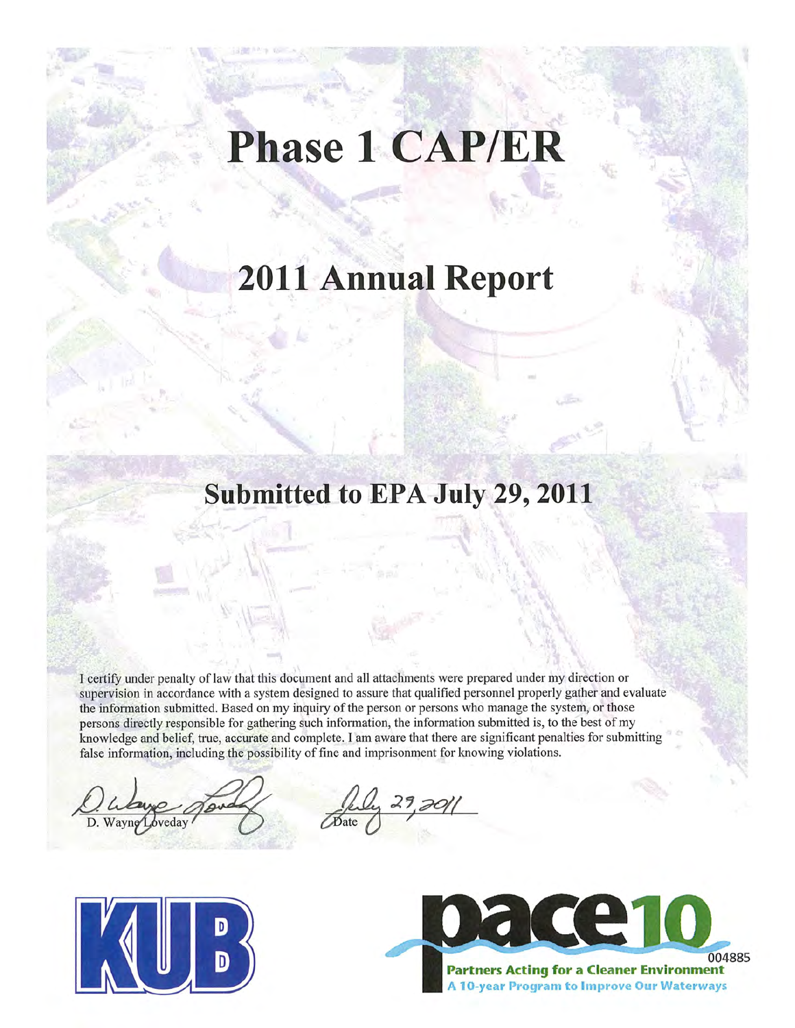# Phase 1 CAP/ER

## 2011 Annual Report

### Submitted to EPA July 29, 2011

I certify under penalty of law that this document and all attachments were prepared under my direction or supervision in accordance with a system designed to assure that qualified personnel properly gather and evaluate the information submitted. Based on my inquiry of the person or persons who manage the system, or those persons directly responsible for gathering such information, the information submitted is, to the best of my knowledge and belief, true, accurate and complete. I am aware that there are significant penalties for submitting false information, including the possibility of fine and imprisonment for knowing violations.

D. Wayne Loveday

July 29, 2011
Date

KUB

pace10
Partners Acting for a Cleaner Environment
A 10-year Program to Improve Our Waterways

004885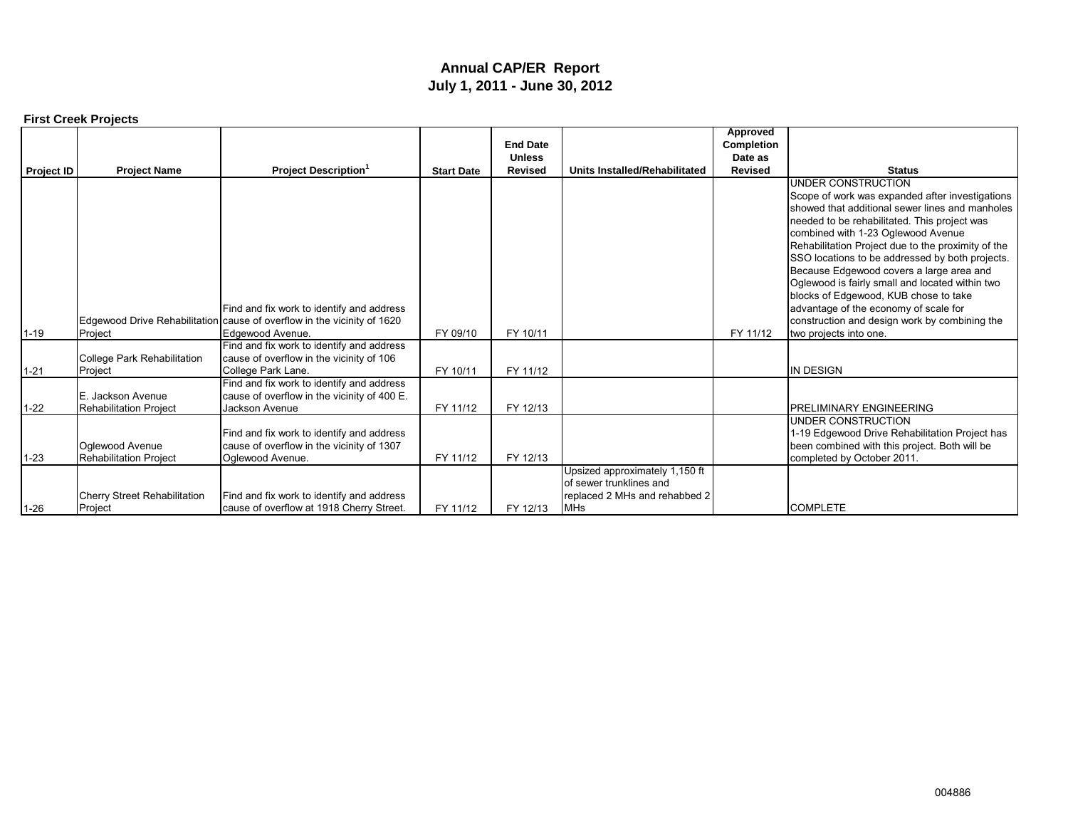# Annual CAP/ER Report
## July 1, 2011 - June 30, 2012

**First Creek Projects**

| Project ID | Project Name | Project Description[1] | Start Date | End Date Unless Revised | Units Installed/Rehabilitated | Approved Completion Date as Revised | Status |
|---|---|---|---|---|---|---|---|
| 1-19 | Edgewood Drive Rehabilitation Project | Find and fix work to identify and address cause of overflow in the vicinity of 1620 Edgewood Avenue. | FY 09/10 | FY 10/11 | | FY 11/12 | UNDER CONSTRUCTION Scope of work was expanded after investigations showed that additional sewer lines and manholes needed to be rehabilitated. This project was combined with 1-23 Oglewood Avenue Rehabilitation Project due to the proximity of the SSO locations to be addressed by both projects. Because Edgewood covers a large area and Oglewood is fairly small and located within two blocks of Edgewood, KUB chose to take advantage of the economy of scale for construction and design work by combining the two projects into one. |
| 1-21 | College Park Rehabilitation Project | Find and fix work to identify and address cause of overflow in the vicinity of 106 College Park Lane. | FY 10/11 | FY 11/12 | | | IN DESIGN |
| 1-22 | E. Jackson Avenue Rehabilitation Project | Find and fix work to identify and address cause of overflow in the vicinity of 400 E. Jackson Avenue | FY 11/12 | FY 12/13 | | | PRELIMINARY ENGINEERING |
| 1-23 | Oglewood Avenue Rehabilitation Project | Find and fix work to identify and address cause of overflow in the vicinity of 1307 Oglewood Avenue. | FY 11/12 | FY 12/13 | | | UNDER CONSTRUCTION 1-19 Edgewood Drive Rehabilitation Project has been combined with this project. Both will be completed by October 2011. |
| 1-26 | Cherry Street Rehabilitation Project | Find and fix work to identify and address cause of overflow at 1918 Cherry Street. | FY 11/12 | FY 12/13 | Upsized approximately 1,150 ft of sewer trunklines and replaced 2 MHs and rehabbed 2 MHs | | COMPLETE |

004886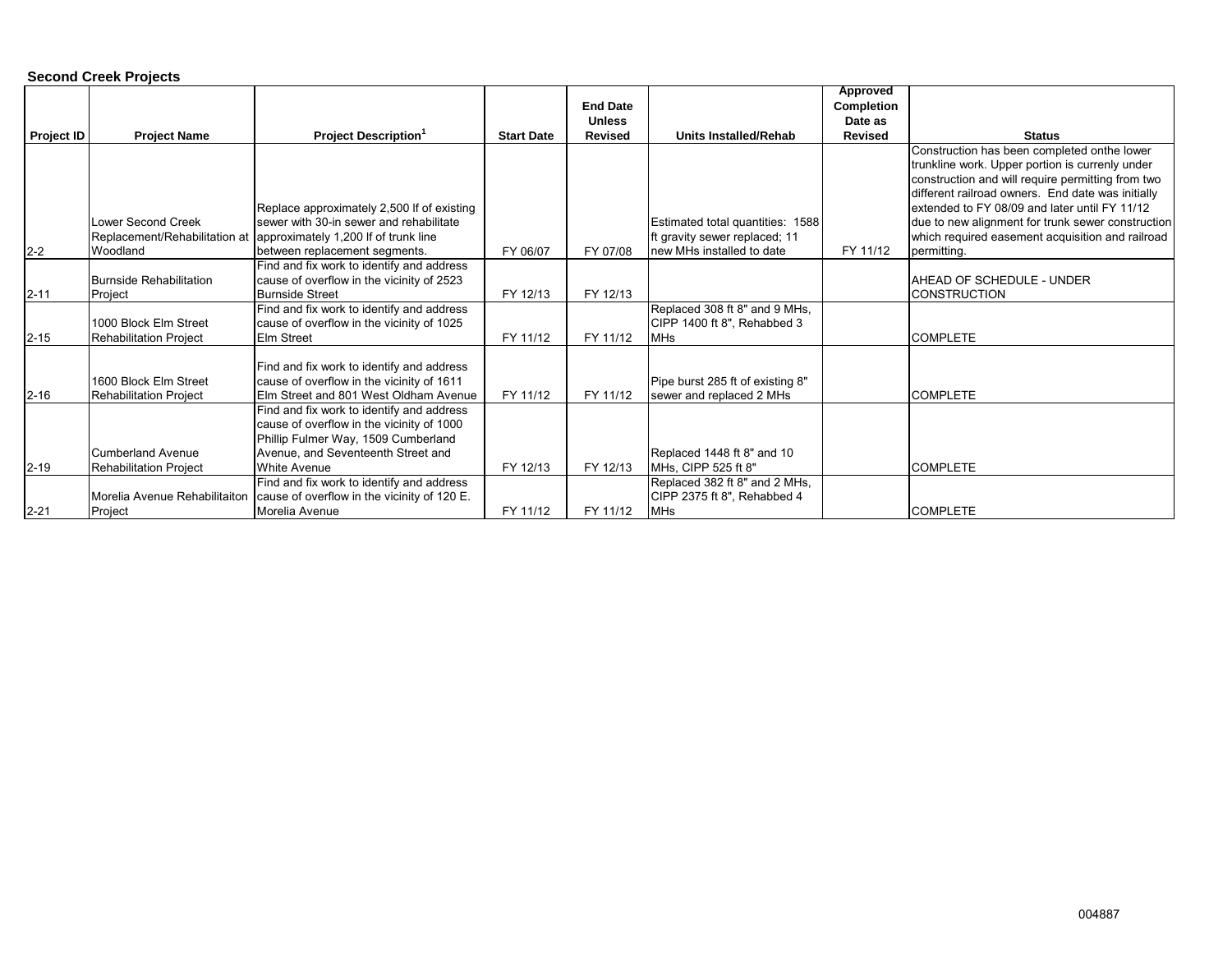**Second Creek Projects**

| Project ID | Project Name | Project Description[1] | Start Date | End Date Unless Revised | Units Installed/Rehab | Approved Completion Date as Revised | Status |
|---|---|---|---|---|---|---|---|
| 2-2 | Lower Second Creek Replacement/Rehabilitation at Woodland | Replace approximately 2,500 lf of existing sewer with 30-in sewer and rehabilitate approximately 1,200 lf of trunk line between replacement segments. | FY 06/07 | FY 07/08 | Estimated total quantities: 1588 ft gravity sewer replaced; 11 new MHs installed to date | FY 11/12 | Construction has been completed onthe lower trunkline work. Upper portion is currenly under construction and will require permitting from two different railroad owners. End date was initially extended to FY 08/09 and later until FY 11/12 due to new alignment for trunk sewer construction which required easement acquisition and railroad permitting. |
| 2-11 | Burnside Rehabilitation Project | Find and fix work to identify and address cause of overflow in the vicinity of 2523 Burnside Street | FY 12/13 | FY 12/13 | | | AHEAD OF SCHEDULE - UNDER CONSTRUCTION |
| 2-15 | 1000 Block Elm Street Rehabilitation Project | Find and fix work to identify and address cause of overflow in the vicinity of 1025 Elm Street | FY 11/12 | FY 11/12 | Replaced 308 ft 8" and 9 MHs, CIPP 1400 ft 8", Rehabbed 3 MHs | | COMPLETE |
| 2-16 | 1600 Block Elm Street Rehabilitation Project | Find and fix work to identify and address cause of overflow in the vicinity of 1611 Elm Street and 801 West Oldham Avenue | FY 11/12 | FY 11/12 | Pipe burst 285 ft of existing 8" sewer and replaced 2 MHs | | COMPLETE |
| 2-19 | Cumberland Avenue Rehabilitation Project | Find and fix work to identify and address cause of overflow in the vicinity of 1000 Phillip Fulmer Way, 1509 Cumberland Avenue, and Seventeenth Street and White Avenue | FY 12/13 | FY 12/13 | Replaced 1448 ft 8" and 10 MHs, CIPP 525 ft 8" | | COMPLETE |
| 2-21 | Morelia Avenue Rehabilitaiton Project | Find and fix work to identify and address cause of overflow in the vicinity of 120 E. Morelia Avenue | FY 11/12 | FY 11/12 | Replaced 382 ft 8" and 2 MHs, CIPP 2375 ft 8", Rehabbed 4 MHs | | COMPLETE |

004887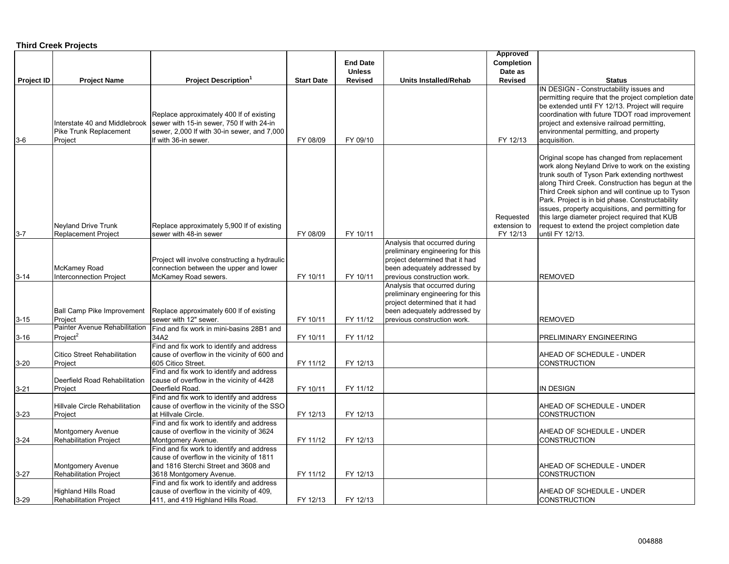**Third Creek Projects**

| Project ID | Project Name | Project Description[1] | Start Date | End Date Unless Revised | Units Installed/Rehab | Approved Completion Date as Revised | Status |
|---|---|---|---|---|---|---|---|
| 3-6 | Interstate 40 and Middlebrook Pike Trunk Replacement Project | Replace approximately 400 lf of existing sewer with 15-in sewer, 750 lf with 24-in sewer, 2,000 lf with 30-in sewer, and 7,000 lf with 36-in sewer. | FY 08/09 | FY 09/10 | | FY 12/13 | IN DESIGN - Constructability issues and permitting require that the project completion date be extended until FY 12/13. Project will require coordination with future TDOT road improvement project and extensive railroad permitting, environmental permitting, and property acquisition. |
| 3-7 | Neyland Drive Trunk Replacement Project | Replace approximately 5,900 lf of existing sewer with 48-in sewer | FY 08/09 | FY 10/11 | | Requested extension to FY 12/13 | Original scope has changed from replacement work along Neyland Drive to work on the existing trunk south of Tyson Park extending northwest along Third Creek. Construction has begun at the Third Creek siphon and will continue up to Tyson Park. Project is in bid phase. Constructability issues, property acquisitions, and permitting for this large diameter project required that KUB request to extend the project completion date until FY 12/13. |
| 3-14 | McKamey Road Interconnection Project | Project will involve constructing a hydraulic connection between the upper and lower McKamey Road sewers. | FY 10/11 | FY 10/11 | Analysis that occurred during preliminary engineering for this project determined that it had been adequately addressed by previous construction work. | | REMOVED |
| 3-15 | Ball Camp Pike Improvement Project | Replace approximately 600 lf of existing sewer with 12" sewer. | FY 10/11 | FY 11/12 | Analysis that occurred during preliminary engineering for this project determined that it had been adequately addressed by previous construction work. | | REMOVED |
| 3-16 | Painter Avenue Rehabilitation Project[2] | Find and fix work in mini-basins 28B1 and 34A2 | FY 10/11 | FY 11/12 | | | PRELIMINARY ENGINEERING |
| 3-20 | Citico Street Rehabilitation Project | Find and fix work to identify and address cause of overflow in the vicinity of 600 and 605 Citico Street. | FY 11/12 | FY 12/13 | | | AHEAD OF SCHEDULE - UNDER CONSTRUCTION |
| 3-21 | Deerfield Road Rehabilitation Project | Find and fix work to identify and address cause of overflow in the vicinity of 4428 Deerfield Road. | FY 10/11 | FY 11/12 | | | IN DESIGN |
| 3-23 | Hillvale Circle Rehabilitation Project | Find and fix work to identify and address cause of overflow in the vicinity of the SSO at Hillvale Circle. | FY 12/13 | FY 12/13 | | | AHEAD OF SCHEDULE - UNDER CONSTRUCTION |
| 3-24 | Montgomery Avenue Rehabilitation Project | Find and fix work to identify and address cause of overflow in the vicinity of 3624 Montgomery Avenue. | FY 11/12 | FY 12/13 | | | AHEAD OF SCHEDULE - UNDER CONSTRUCTION |
| 3-27 | Montgomery Avenue Rehabilitation Project | Find and fix work to identify and address cause of overflow in the vicinity of 1811 and 1816 Sterchi Street and 3608 and 3618 Montgomery Avenue. | FY 11/12 | FY 12/13 | | | AHEAD OF SCHEDULE - UNDER CONSTRUCTION |
| 3-29 | Highland Hills Road Rehabilitation Project | Find and fix work to identify and address cause of overflow in the vicinity of 409, 411, and 419 Highland Hills Road. | FY 12/13 | FY 12/13 | | | AHEAD OF SCHEDULE - UNDER CONSTRUCTION |

004888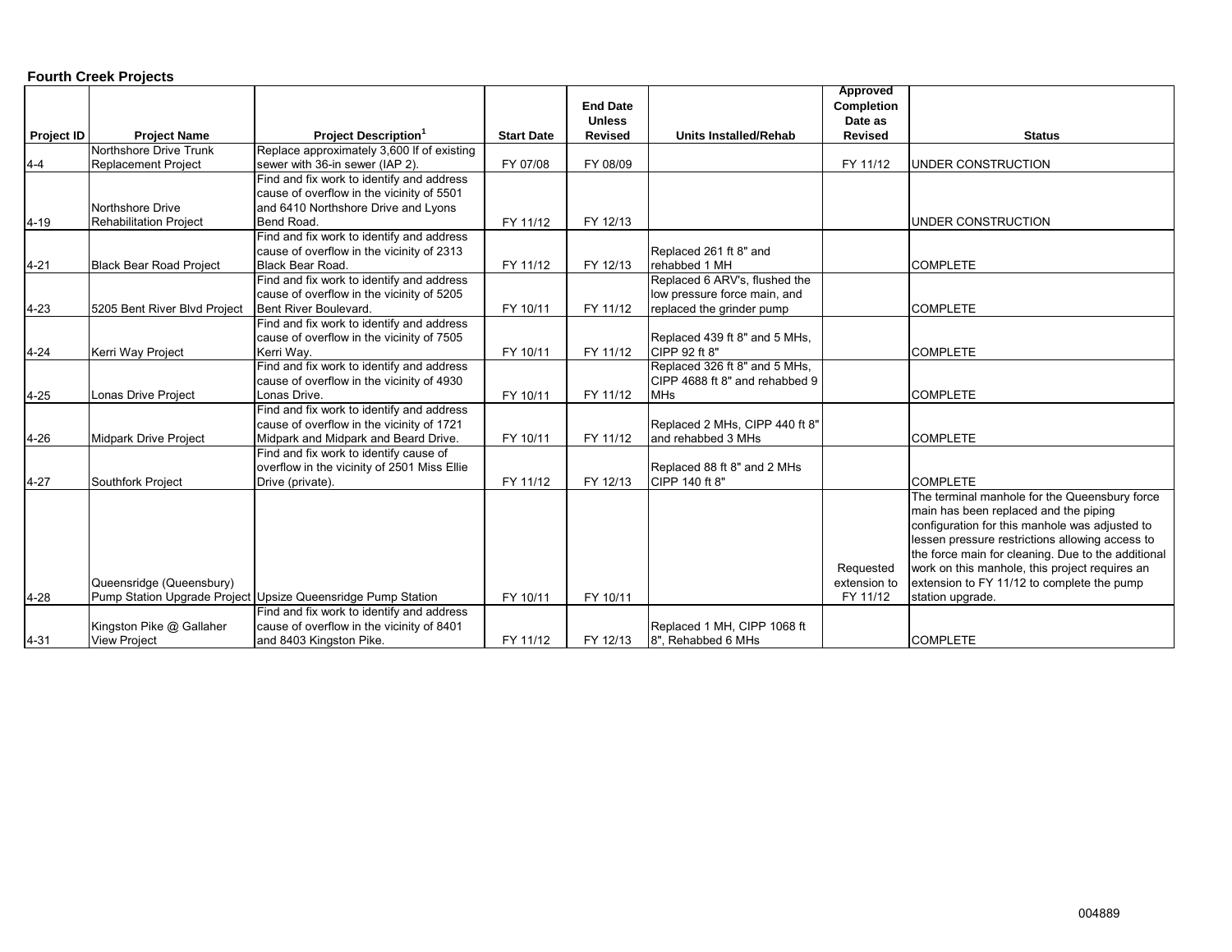## Fourth Creek Projects

| Project ID | Project Name | Project Description[1] | Start Date | End Date Unless Revised | Units Installed/Rehab | Approved Completion Date as Revised | Status |
|---|---|---|---|---|---|---|---|
| 4-4 | Northshore Drive Trunk Replacement Project | Replace approximately 3,600 lf of existing sewer with 36-in sewer (IAP 2). | FY 07/08 | FY 08/09 | | FY 11/12 | UNDER CONSTRUCTION |
| 4-19 | Northshore Drive Rehabilitation Project | Find and fix work to identify and address cause of overflow in the vicinity of 5501 and 6410 Northshore Drive and Lyons Bend Road. | FY 11/12 | FY 12/13 | | | UNDER CONSTRUCTION |
| 4-21 | Black Bear Road Project | Find and fix work to identify and address cause of overflow in the vicinity of 2313 Black Bear Road. | FY 11/12 | FY 12/13 | Replaced 261 ft 8" and rehabbed 1 MH | | COMPLETE |
| 4-23 | 5205 Bent River Blvd Project | Find and fix work to identify and address cause of overflow in the vicinity of 5205 Bent River Boulevard. | FY 10/11 | FY 11/12 | Replaced 6 ARV's, flushed the low pressure force main, and replaced the grinder pump | | COMPLETE |
| 4-24 | Kerri Way Project | Find and fix work to identify and address cause of overflow in the vicinity of 7505 Kerri Way. | FY 10/11 | FY 11/12 | Replaced 439 ft 8" and 5 MHs, CIPP 92 ft 8" | | COMPLETE |
| 4-25 | Lonas Drive Project | Find and fix work to identify and address cause of overflow in the vicinity of 4930 Lonas Drive. | FY 10/11 | FY 11/12 | Replaced 326 ft 8" and 5 MHs, CIPP 4688 ft 8" and rehabbed 9 MHs | | COMPLETE |
| 4-26 | Midpark Drive Project | Find and fix work to identify and address cause of overflow in the vicinity of 1721 Midpark and Midpark and Beard Drive. | FY 10/11 | FY 11/12 | Replaced 2 MHs, CIPP 440 ft 8" and rehabbed 3 MHs | | COMPLETE |
| 4-27 | Southfork Project | Find and fix work to identify cause of overflow in the vicinity of 2501 Miss Ellie Drive (private). | FY 11/12 | FY 12/13 | Replaced 88 ft 8" and 2 MHs CIPP 140 ft 8" | | COMPLETE |
| 4-28 | Queensridge (Queensbury) Pump Station Upgrade Project | Upsize Queensridge Pump Station | FY 10/11 | FY 10/11 | | Requested extension to FY 11/12 | The terminal manhole for the Queensbury force main has been replaced and the piping configuration for this manhole was adjusted to lessen pressure restrictions allowing access to the force main for cleaning. Due to the additional work on this manhole, this project requires an extension to FY 11/12 to complete the pump station upgrade. |
| 4-31 | Kingston Pike @ Gallaher View Project | Find and fix work to identify and address cause of overflow in the vicinity of 8401 and 8403 Kingston Pike. | FY 11/12 | FY 12/13 | Replaced 1 MH, CIPP 1068 ft 8", Rehabbed 6 MHs | | COMPLETE |

004889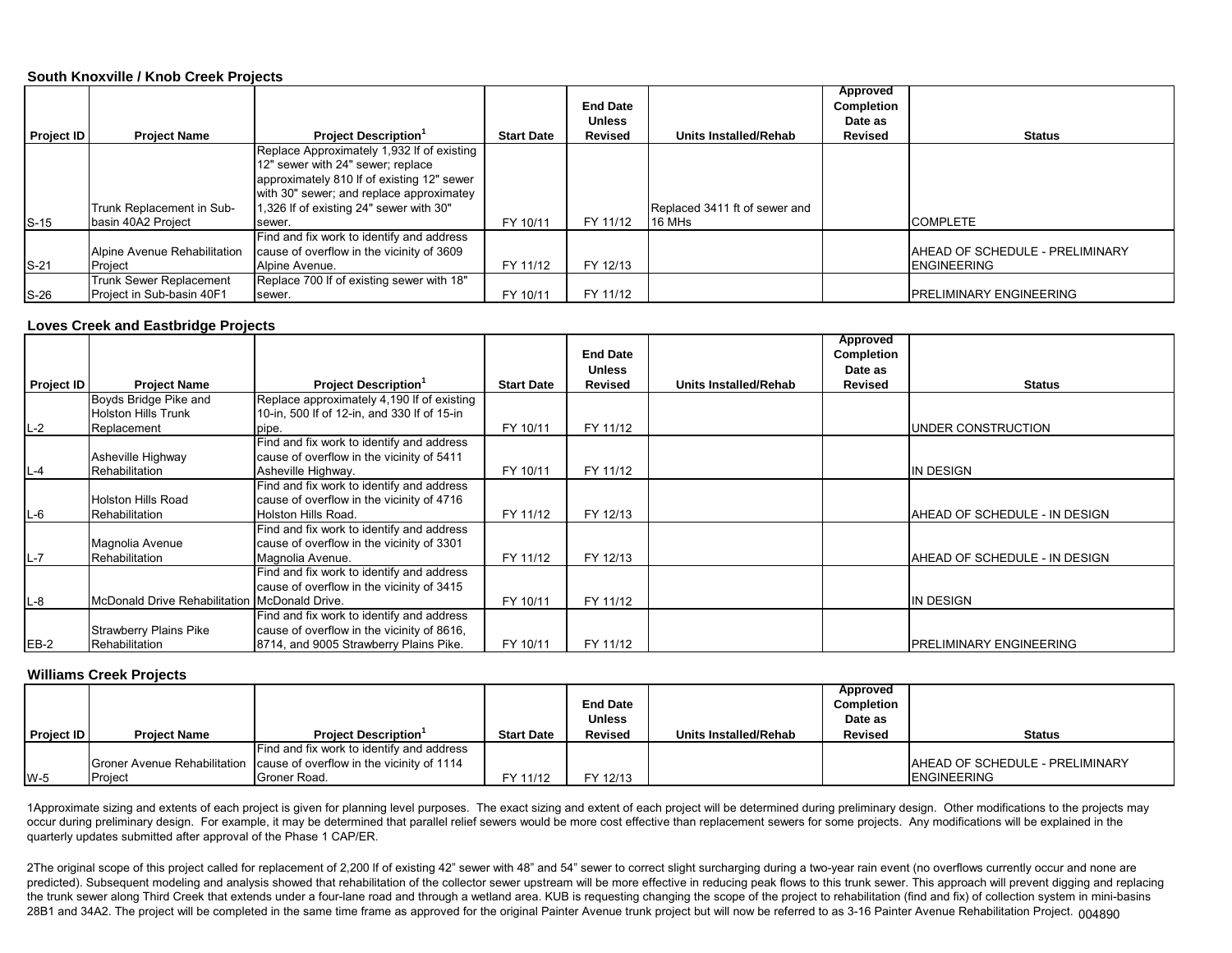### South Knoxville / Knob Creek Projects

| Project ID | Project Name | Project Description[1] | Start Date | End Date Unless Revised | Units Installed/Rehab | Approved Completion Date as Revised | Status |
|---|---|---|---|---|---|---|---|
| S-15 | Trunk Replacement in Sub-basin 40A2 Project | Replace Approximately 1,932 lf of existing 12" sewer with 24" sewer; replace approximately 810 lf of existing 12" sewer with 30" sewer; and replace approximatey 1,326 lf of existing 24" sewer with 30" sewer. | FY 10/11 | FY 11/12 | Replaced 3411 ft of sewer and 16 MHs | | COMPLETE |
| S-21 | Alpine Avenue Rehabilitation Project | Find and fix work to identify and address cause of overflow in the vicinity of 3609 Alpine Avenue. | FY 11/12 | FY 12/13 | | | AHEAD OF SCHEDULE - PRELIMINARY ENGINEERING |
| S-26 | Trunk Sewer Replacement Project in Sub-basin 40F1 | Replace 700 lf of existing sewer with 18" sewer. | FY 10/11 | FY 11/12 | | | PRELIMINARY ENGINEERING |

### Loves Creek and Eastbridge Projects

| Project ID | Project Name | Project Description[1] | Start Date | End Date Unless Revised | Units Installed/Rehab | Approved Completion Date as Revised | Status |
|---|---|---|---|---|---|---|---|
| L-2 | Boyds Bridge Pike and Holston Hills Trunk Replacement | Replace approximately 4,190 lf of existing 10-in, 500 lf of 12-in, and 330 lf of 15-in pipe. | FY 10/11 | FY 11/12 | | | UNDER CONSTRUCTION |
| L-4 | Asheville Highway Rehabilitation | Find and fix work to identify and address cause of overflow in the vicinity of 5411 Asheville Highway. | FY 10/11 | FY 11/12 | | | IN DESIGN |
| L-6 | Holston Hills Road Rehabilitation | Find and fix work to identify and address cause of overflow in the vicinity of 4716 Holston Hills Road. | FY 11/12 | FY 12/13 | | | AHEAD OF SCHEDULE - IN DESIGN |
| L-7 | Magnolia Avenue Rehabilitation | Find and fix work to identify and address cause of overflow in the vicinity of 3301 Magnolia Avenue. | FY 11/12 | FY 12/13 | | | AHEAD OF SCHEDULE - IN DESIGN |
| L-8 | McDonald Drive Rehabilitation | Find and fix work to identify and address cause of overflow in the vicinity of 3415 McDonald Drive. | FY 10/11 | FY 11/12 | | | IN DESIGN |
| EB-2 | Strawberry Plains Pike Rehabilitation | Find and fix work to identify and address cause of overflow in the vicinity of 8616, 8714, and 9005 Strawberry Plains Pike. | FY 10/11 | FY 11/12 | | | PRELIMINARY ENGINEERING |

### Williams Creek Projects

| Project ID | Project Name | Project Description[1] | Start Date | End Date Unless Revised | Units Installed/Rehab | Approved Completion Date as Revised | Status |
|---|---|---|---|---|---|---|---|
| W-5 | Groner Avenue Rehabilitation Project | Find and fix work to identify and address cause of overflow in the vicinity of 1114 Groner Road. | FY 11/12 | FY 12/13 | | | AHEAD OF SCHEDULE - PRELIMINARY ENGINEERING |

1Approximate sizing and extents of each project is given for planning level purposes. The exact sizing and extent of each project will be determined during preliminary design. Other modifications to the projects may occur during preliminary design. For example, it may be determined that parallel relief sewers would be more cost effective than replacement sewers for some projects. Any modifications will be explained in the quarterly updates submitted after approval of the Phase 1 CAP/ER.

2The original scope of this project called for replacement of 2,200 lf of existing 42" sewer with 48" and 54" sewer to correct slight surcharging during a two-year rain event (no overflows currently occur and none are predicted). Subsequent modeling and analysis showed that rehabilitation of the collector sewer upstream will be more effective in reducing peak flows to this trunk sewer. This approach will prevent digging and replacing the trunk sewer along Third Creek that extends under a four-lane road and through a wetland area. KUB is requesting changing the scope of the project to rehabilitation (find and fix) of collection system in mini-basins 28B1 and 34A2. The project will be completed in the same time frame as approved for the original Painter Avenue trunk project but will now be referred to as 3-16 Painter Avenue Rehabilitation Project.

004890